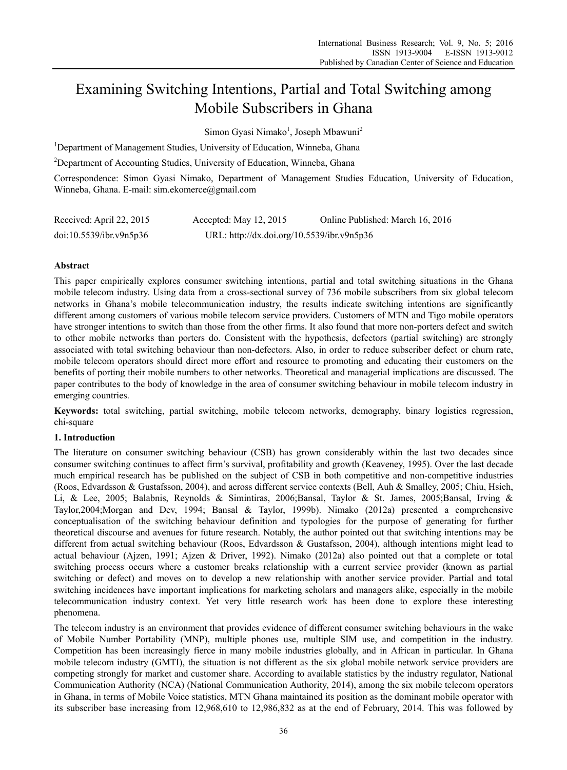# Examining Switching Intentions, Partial and Total Switching among Mobile Subscribers in Ghana

Simon Gyasi Nimako[1], Joseph Mbawuni[2]

[1]Department of Management Studies, University of Education, Winneba, Ghana

[2]Department of Accounting Studies, University of Education, Winneba, Ghana

Correspondence: Simon Gyasi Nimako, Department of Management Studies Education, University of Education, Winneba, Ghana. E-mail: sim.ekomerce@gmail.com

Received: April 22, 2015 Accepted: May 12, 2015 Online Published: March 16, 2016

doi:10.5539/ibr.v9n5p36 URL: http://dx.doi.org/10.5539/ibr.v9n5p36

## Abstract

This paper empirically explores consumer switching intentions, partial and total switching situations in the Ghana mobile telecom industry. Using data from a cross-sectional survey of 736 mobile subscribers from six global telecom networks in Ghana's mobile telecommunication industry, the results indicate switching intentions are significantly different among customers of various mobile telecom service providers. Customers of MTN and Tigo mobile operators have stronger intentions to switch than those from the other firms. It also found that more non-porters defect and switch to other mobile networks than porters do. Consistent with the hypothesis, defectors (partial switching) are strongly associated with total switching behaviour than non-defectors. Also, in order to reduce subscriber defect or churn rate, mobile telecom operators should direct more effort and resource to promoting and educating their customers on the benefits of porting their mobile numbers to other networks. Theoretical and managerial implications are discussed. The paper contributes to the body of knowledge in the area of consumer switching behaviour in mobile telecom industry in emerging countries.

**Keywords:** total switching, partial switching, mobile telecom networks, demography, binary logistics regression, chi-square

## 1. Introduction

The literature on consumer switching behaviour (CSB) has grown considerably within the last two decades since consumer switching continues to affect firm's survival, profitability and growth (Keaveney, 1995). Over the last decade much empirical research has be published on the subject of CSB in both competitive and non-competitive industries (Roos, Edvardsson & Gustafsson, 2004), and across different service contexts (Bell, Auh & Smalley, 2005; Chiu, Hsieh, Li, & Lee, 2005; Balabnis, Reynolds & Simintiras, 2006;Bansal, Taylor & St. James, 2005;Bansal, Irving & Taylor,2004;Morgan and Dev, 1994; Bansal & Taylor, 1999b). Nimako (2012a) presented a comprehensive conceptualisation of the switching behaviour definition and typologies for the purpose of generating for further theoretical discourse and avenues for future research. Notably, the author pointed out that switching intentions may be different from actual switching behaviour (Roos, Edvardsson & Gustafsson, 2004), although intentions might lead to actual behaviour (Ajzen, 1991; Ajzen & Driver, 1992). Nimako (2012a) also pointed out that a complete or total switching process occurs where a customer breaks relationship with a current service provider (known as partial switching or defect) and moves on to develop a new relationship with another service provider. Partial and total switching incidences have important implications for marketing scholars and managers alike, especially in the mobile telecommunication industry context. Yet very little research work has been done to explore these interesting phenomena.

The telecom industry is an environment that provides evidence of different consumer switching behaviours in the wake of Mobile Number Portability (MNP), multiple phones use, multiple SIM use, and competition in the industry. Competition has been increasingly fierce in many mobile industries globally, and in African in particular. In Ghana mobile telecom industry (GMTI), the situation is not different as the six global mobile network service providers are competing strongly for market and customer share. According to available statistics by the industry regulator, National Communication Authority (NCA) (National Communication Authority, 2014), among the six mobile telecom operators in Ghana, in terms of Mobile Voice statistics, MTN Ghana maintained its position as the dominant mobile operator with its subscriber base increasing from 12,968,610 to 12,986,832 as at the end of February, 2014. This was followed by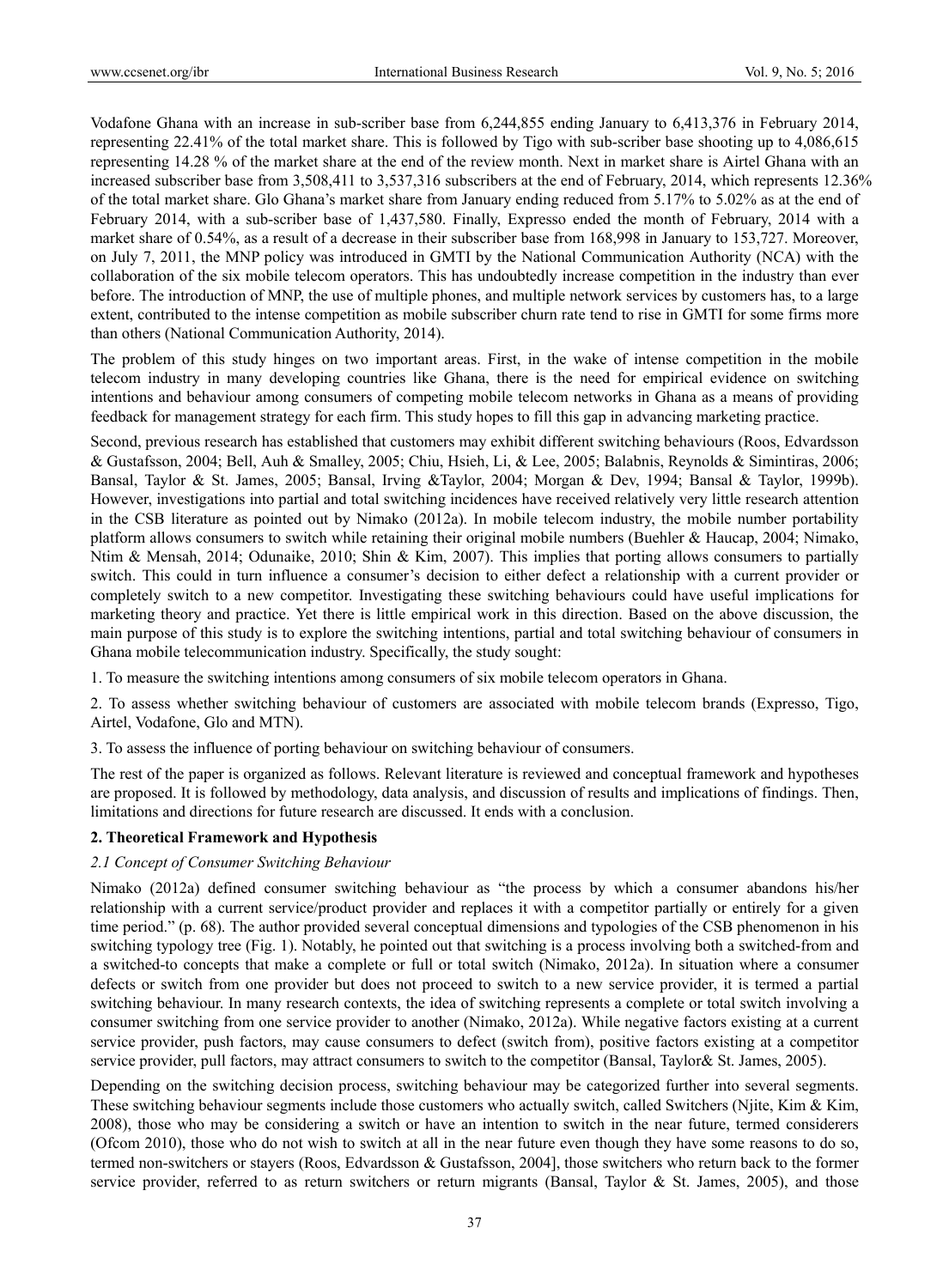Vodafone Ghana with an increase in sub-scriber base from 6,244,855 ending January to 6,413,376 in February 2014, representing 22.41% of the total market share. This is followed by Tigo with sub-scriber base shooting up to 4,086,615 representing 14.28 % of the market share at the end of the review month. Next in market share is Airtel Ghana with an increased subscriber base from 3,508,411 to 3,537,316 subscribers at the end of February, 2014, which represents 12.36% of the total market share. Glo Ghana's market share from January ending reduced from 5.17% to 5.02% as at the end of February 2014, with a sub-scriber base of 1,437,580. Finally, Expresso ended the month of February, 2014 with a market share of 0.54%, as a result of a decrease in their subscriber base from 168,998 in January to 153,727. Moreover, on July 7, 2011, the MNP policy was introduced in GMTI by the National Communication Authority (NCA) with the collaboration of the six mobile telecom operators. This has undoubtedly increase competition in the industry than ever before. The introduction of MNP, the use of multiple phones, and multiple network services by customers has, to a large extent, contributed to the intense competition as mobile subscriber churn rate tend to rise in GMTI for some firms more than others (National Communication Authority, 2014).

The problem of this study hinges on two important areas. First, in the wake of intense competition in the mobile telecom industry in many developing countries like Ghana, there is the need for empirical evidence on switching intentions and behaviour among consumers of competing mobile telecom networks in Ghana as a means of providing feedback for management strategy for each firm. This study hopes to fill this gap in advancing marketing practice.

Second, previous research has established that customers may exhibit different switching behaviours (Roos, Edvardsson & Gustafsson, 2004; Bell, Auh & Smalley, 2005; Chiu, Hsieh, Li, & Lee, 2005; Balabnis, Reynolds & Simintiras, 2006; Bansal, Taylor & St. James, 2005; Bansal, Irving &Taylor, 2004; Morgan & Dev, 1994; Bansal & Taylor, 1999b). However, investigations into partial and total switching incidences have received relatively very little research attention in the CSB literature as pointed out by Nimako (2012a). In mobile telecom industry, the mobile number portability platform allows consumers to switch while retaining their original mobile numbers (Buehler & Haucap, 2004; Nimako, Ntim & Mensah, 2014; Odunaike, 2010; Shin & Kim, 2007). This implies that porting allows consumers to partially switch. This could in turn influence a consumer's decision to either defect a relationship with a current provider or completely switch to a new competitor. Investigating these switching behaviours could have useful implications for marketing theory and practice. Yet there is little empirical work in this direction. Based on the above discussion, the main purpose of this study is to explore the switching intentions, partial and total switching behaviour of consumers in Ghana mobile telecommunication industry. Specifically, the study sought:

1. To measure the switching intentions among consumers of six mobile telecom operators in Ghana.

2. To assess whether switching behaviour of customers are associated with mobile telecom brands (Expresso, Tigo, Airtel, Vodafone, Glo and MTN).

3. To assess the influence of porting behaviour on switching behaviour of consumers.

The rest of the paper is organized as follows. Relevant literature is reviewed and conceptual framework and hypotheses are proposed. It is followed by methodology, data analysis, and discussion of results and implications of findings. Then, limitations and directions for future research are discussed. It ends with a conclusion.

## 2. Theoretical Framework and Hypothesis

### *2.1 Concept of Consumer Switching Behaviour*

Nimako (2012a) defined consumer switching behaviour as "the process by which a consumer abandons his/her relationship with a current service/product provider and replaces it with a competitor partially or entirely for a given time period." (p. 68). The author provided several conceptual dimensions and typologies of the CSB phenomenon in his switching typology tree (Fig. 1). Notably, he pointed out that switching is a process involving both a switched-from and a switched-to concepts that make a complete or full or total switch (Nimako, 2012a). In situation where a consumer defects or switch from one provider but does not proceed to switch to a new service provider, it is termed a partial switching behaviour. In many research contexts, the idea of switching represents a complete or total switch involving a consumer switching from one service provider to another (Nimako, 2012a). While negative factors existing at a current service provider, push factors, may cause consumers to defect (switch from), positive factors existing at a competitor service provider, pull factors, may attract consumers to switch to the competitor (Bansal, Taylor& St. James, 2005).

Depending on the switching decision process, switching behaviour may be categorized further into several segments. These switching behaviour segments include those customers who actually switch, called Switchers (Njite, Kim & Kim, 2008), those who may be considering a switch or have an intention to switch in the near future, termed considerers (Ofcom 2010), those who do not wish to switch at all in the near future even though they have some reasons to do so, termed non-switchers or stayers (Roos, Edvardsson & Gustafsson, 2004], those switchers who return back to the former service provider, referred to as return switchers or return migrants (Bansal, Taylor & St. James, 2005), and those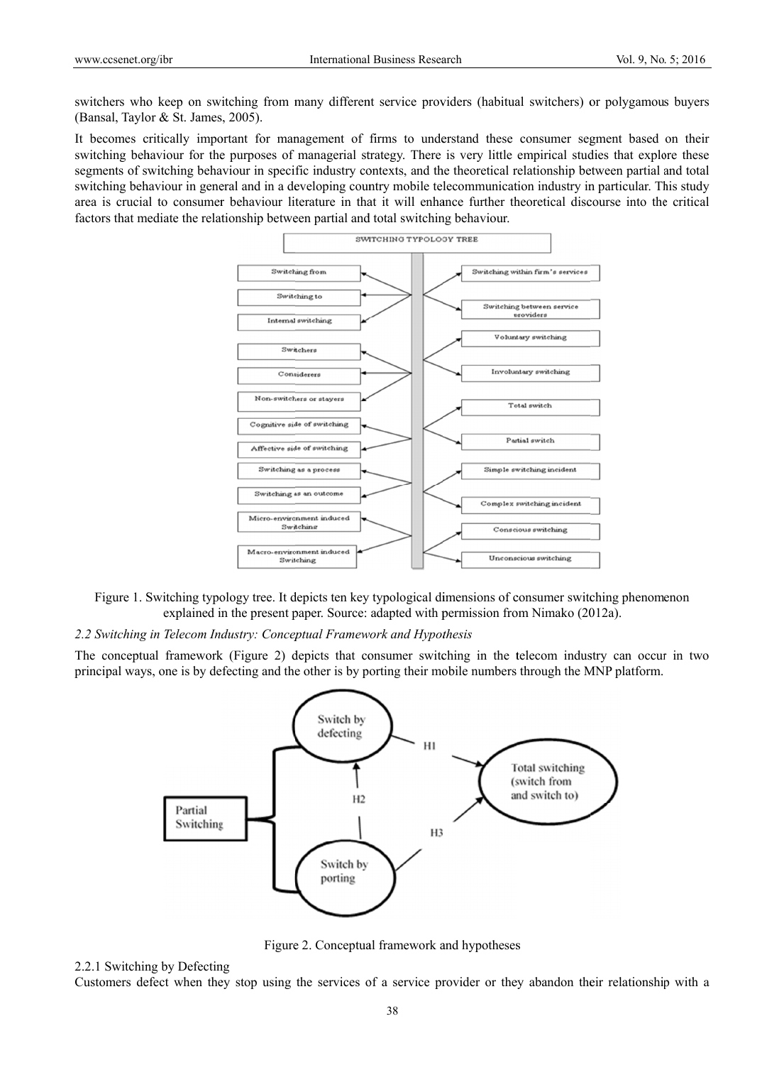switchers who keep on switching from many different service providers (habitual switchers) or polygamous buyers (Bansal, Taylor & St. James, 2005).

It becomes critically important for management of firms to understand these consumer segment based on their switching behaviour for the purposes of managerial strategy. There is very little empirical studies that explore these segments of switching behaviour in specific industry contexts, and the theoretical relationship between partial and total switching behaviour in general and in a developing country mobile telecommunication industry in particular. This study area is crucial to consumer behaviour literature in that it will enhance further theoretical discourse into the critical factors that mediate the relationship between partial and total switching behaviour.

Figure 1. Switching typology tree. It depicts ten key typological dimensions of consumer switching phenomenon explained in the present paper. Source: adapted with permission from Nimako (2012a).

*2.2 Switching in Telecom Industry: Conceptual Framework and Hypothesis*

The conceptual framework (Figure 2) depicts that consumer switching in the telecom industry can occur in two principal ways, one is by defecting and the other is by porting their mobile numbers through the MNP platform.

Figure 2. Conceptual framework and hypotheses

2.2.1 Switching by Defecting

Customers defect when they stop using the services of a service provider or they abandon their relationship with a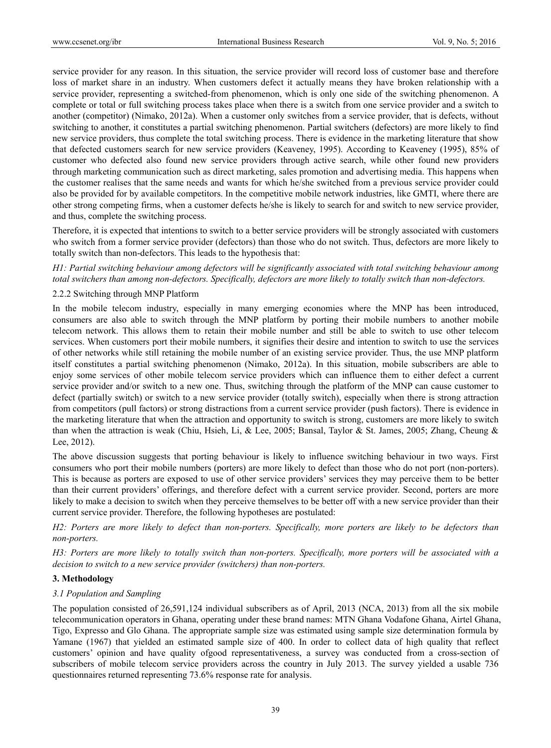service provider for any reason. In this situation, the service provider will record loss of customer base and therefore loss of market share in an industry. When customers defect it actually means they have broken relationship with a service provider, representing a switched-from phenomenon, which is only one side of the switching phenomenon. A complete or total or full switching process takes place when there is a switch from one service provider and a switch to another (competitor) (Nimako, 2012a). When a customer only switches from a service provider, that is defects, without switching to another, it constitutes a partial switching phenomenon. Partial switchers (defectors) are more likely to find new service providers, thus complete the total switching process. There is evidence in the marketing literature that show that defected customers search for new service providers (Keaveney, 1995). According to Keaveney (1995), 85% of customer who defected also found new service providers through active search, while other found new providers through marketing communication such as direct marketing, sales promotion and advertising media. This happens when the customer realises that the same needs and wants for which he/she switched from a previous service provider could also be provided for by available competitors. In the competitive mobile network industries, like GMTI, where there are other strong competing firms, when a customer defects he/she is likely to search for and switch to new service provider, and thus, complete the switching process.

Therefore, it is expected that intentions to switch to a better service providers will be strongly associated with customers who switch from a former service provider (defectors) than those who do not switch. Thus, defectors are more likely to totally switch than non-defectors. This leads to the hypothesis that:

*H1: Partial switching behaviour among defectors will be significantly associated with total switching behaviour among total switchers than among non-defectors. Specifically, defectors are more likely to totally switch than non-defectors.*

2.2.2 Switching through MNP Platform

In the mobile telecom industry, especially in many emerging economies where the MNP has been introduced, consumers are also able to switch through the MNP platform by porting their mobile numbers to another mobile telecom network. This allows them to retain their mobile number and still be able to switch to use other telecom services. When customers port their mobile numbers, it signifies their desire and intention to switch to use the services of other networks while still retaining the mobile number of an existing service provider. Thus, the use MNP platform itself constitutes a partial switching phenomenon (Nimako, 2012a). In this situation, mobile subscribers are able to enjoy some services of other mobile telecom service providers which can influence them to either defect a current service provider and/or switch to a new one. Thus, switching through the platform of the MNP can cause customer to defect (partially switch) or switch to a new service provider (totally switch), especially when there is strong attraction from competitors (pull factors) or strong distractions from a current service provider (push factors). There is evidence in the marketing literature that when the attraction and opportunity to switch is strong, customers are more likely to switch than when the attraction is weak (Chiu, Hsieh, Li, & Lee, 2005; Bansal, Taylor & St. James, 2005; Zhang, Cheung & Lee, 2012).

The above discussion suggests that porting behaviour is likely to influence switching behaviour in two ways. First consumers who port their mobile numbers (porters) are more likely to defect than those who do not port (non-porters). This is because as porters are exposed to use of other service providers' services they may perceive them to be better than their current providers' offerings, and therefore defect with a current service provider. Second, porters are more likely to make a decision to switch when they perceive themselves to be better off with a new service provider than their current service provider. Therefore, the following hypotheses are postulated:

*H2: Porters are more likely to defect than non-porters. Specifically, more porters are likely to be defectors than non-porters.*

*H3: Porters are more likely to totally switch than non-porters. Specifically, more porters will be associated with a decision to switch to a new service provider (switchers) than non-porters.*

## 3. Methodology

### 3.1 Population and Sampling

The population consisted of 26,591,124 individual subscribers as of April, 2013 (NCA, 2013) from all the six mobile telecommunication operators in Ghana, operating under these brand names: MTN Ghana Vodafone Ghana, Airtel Ghana, Tigo, Expresso and Glo Ghana. The appropriate sample size was estimated using sample size determination formula by Yamane (1967) that yielded an estimated sample size of 400. In order to collect data of high quality that reflect customers' opinion and have quality ofgood representativeness, a survey was conducted from a cross-section of subscribers of mobile telecom service providers across the country in July 2013. The survey yielded a usable 736 questionnaires returned representing 73.6% response rate for analysis.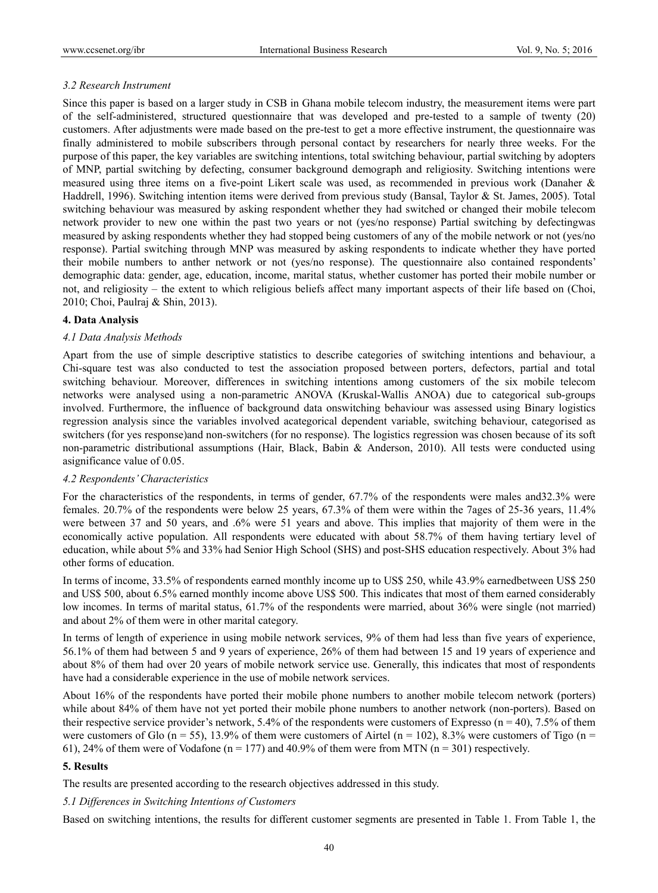### *3.2 Research Instrument*

Since this paper is based on a larger study in CSB in Ghana mobile telecom industry, the measurement items were part of the self-administered, structured questionnaire that was developed and pre-tested to a sample of twenty (20) customers. After adjustments were made based on the pre-test to get a more effective instrument, the questionnaire was finally administered to mobile subscribers through personal contact by researchers for nearly three weeks. For the purpose of this paper, the key variables are switching intentions, total switching behaviour, partial switching by adopters of MNP, partial switching by defecting, consumer background demograph and religiosity. Switching intentions were measured using three items on a five-point Likert scale was used, as recommended in previous work (Danaher & Haddrell, 1996). Switching intention items were derived from previous study (Bansal, Taylor & St. James, 2005). Total switching behaviour was measured by asking respondent whether they had switched or changed their mobile telecom network provider to new one within the past two years or not (yes/no response) Partial switching by defectingwas measured by asking respondents whether they had stopped being customers of any of the mobile network or not (yes/no response). Partial switching through MNP was measured by asking respondents to indicate whether they have ported their mobile numbers to anther network or not (yes/no response). The questionnaire also contained respondents' demographic data: gender, age, education, income, marital status, whether customer has ported their mobile number or not, and religiosity – the extent to which religious beliefs affect many important aspects of their life based on (Choi, 2010; Choi, Paulraj & Shin, 2013).

## 4. Data Analysis

### *4.1 Data Analysis Methods*

Apart from the use of simple descriptive statistics to describe categories of switching intentions and behaviour, a Chi-square test was also conducted to test the association proposed between porters, defectors, partial and total switching behaviour. Moreover, differences in switching intentions among customers of the six mobile telecom networks were analysed using a non-parametric ANOVA (Kruskal-Wallis ANOA) due to categorical sub-groups involved. Furthermore, the influence of background data onswitching behaviour was assessed using Binary logistics regression analysis since the variables involved acategorical dependent variable, switching behaviour, categorised as switchers (for yes response)and non-switchers (for no response). The logistics regression was chosen because of its soft non-parametric distributional assumptions (Hair, Black, Babin & Anderson, 2010). All tests were conducted using asignificance value of 0.05.

### *4.2 Respondents' Characteristics*

For the characteristics of the respondents, in terms of gender, 67.7% of the respondents were males and32.3% were females. 20.7% of the respondents were below 25 years, 67.3% of them were within the 7ages of 25-36 years, 11.4% were between 37 and 50 years, and .6% were 51 years and above. This implies that majority of them were in the economically active population. All respondents were educated with about 58.7% of them having tertiary level of education, while about 5% and 33% had Senior High School (SHS) and post-SHS education respectively. About 3% had other forms of education.

In terms of income, 33.5% of respondents earned monthly income up to US$ 250, while 43.9% earnedbetween US$ 250 and US$ 500, about 6.5% earned monthly income above US$ 500. This indicates that most of them earned considerably low incomes. In terms of marital status, 61.7% of the respondents were married, about 36% were single (not married) and about 2% of them were in other marital category.

In terms of length of experience in using mobile network services, 9% of them had less than five years of experience, 56.1% of them had between 5 and 9 years of experience, 26% of them had between 15 and 19 years of experience and about 8% of them had over 20 years of mobile network service use. Generally, this indicates that most of respondents have had a considerable experience in the use of mobile network services.

About 16% of the respondents have ported their mobile phone numbers to another mobile telecom network (porters) while about 84% of them have not yet ported their mobile phone numbers to another network (non-porters). Based on their respective service provider's network, 5.4% of the respondents were customers of Expresso ($n = 40$), 7.5% of them were customers of Glo ($n = 55$), 13.9% of them were customers of Airtel ($n = 102$), 8.3% were customers of Tigo ($n = 61$), 24% of them were of Vodafone ($n = 177$) and 40.9% of them were from MTN ($n = 301$) respectively.

## 5. Results

The results are presented according to the research objectives addressed in this study.

### *5.1 Differences in Switching Intentions of Customers*

Based on switching intentions, the results for different customer segments are presented in Table 1. From Table 1, the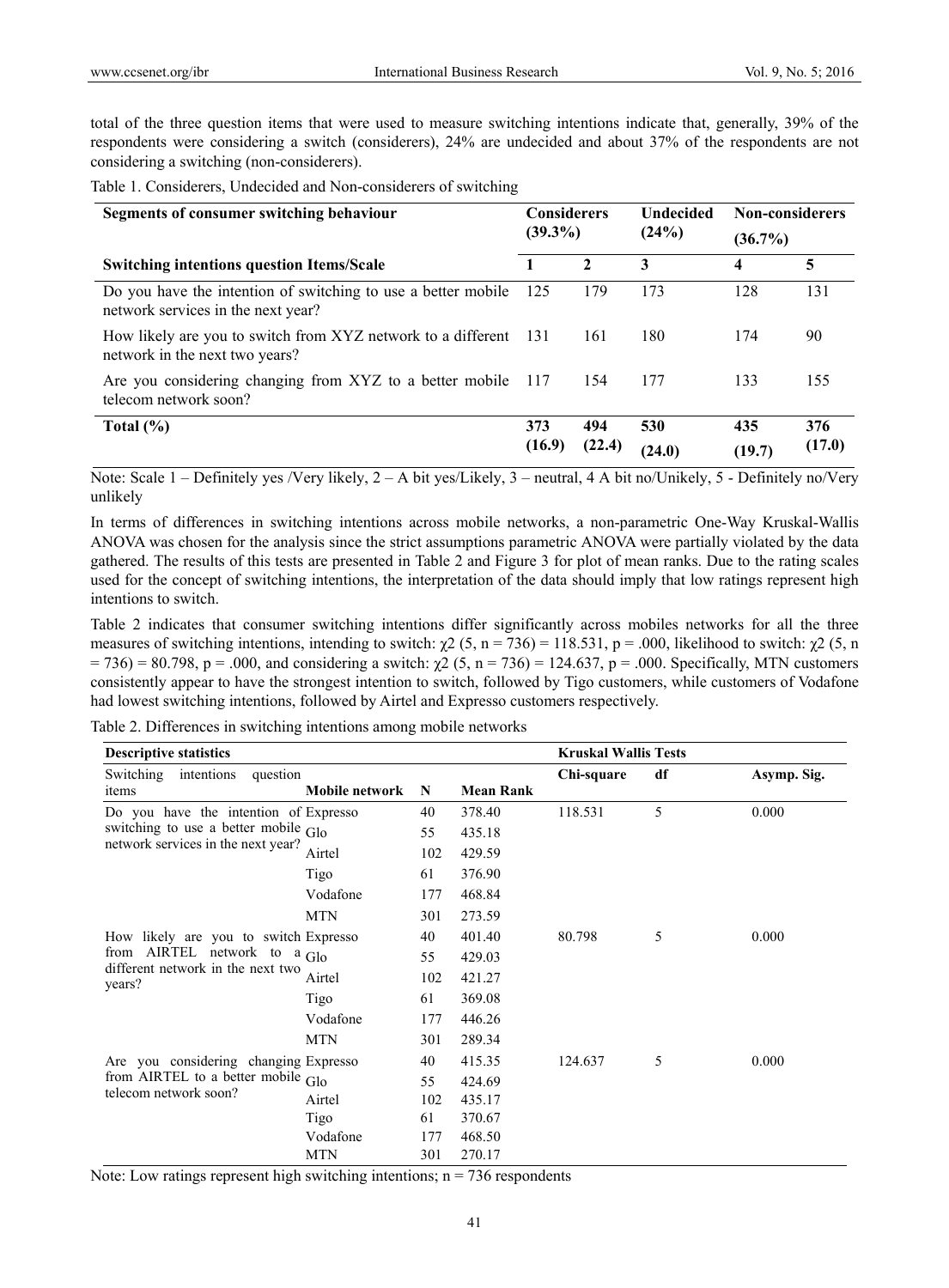total of the three question items that were used to measure switching intentions indicate that, generally, 39% of the respondents were considering a switch (considerers), 24% are undecided and about 37% of the respondents are not considering a switching (non-considerers).

Table 1. Considerers, Undecided and Non-considerers of switching

| Segments of consumer switching behaviour | Considerers (39.3%) | | Undecided (24%) | Non-considerers (36.7%) | |
|---|---|---|---|---|---|
| **Switching intentions question Items/Scale** | **1** | **2** | **3** | **4** | **5** |
| Do you have the intention of switching to use a better mobile network services in the next year? | 125 | 179 | 173 | 128 | 131 |
| How likely are you to switch from XYZ network to a different network in the next two years? | 131 | 161 | 180 | 174 | 90 |
| Are you considering changing from XYZ to a better mobile telecom network soon? | 117 | 154 | 177 | 133 | 155 |
| **Total (%)** | **373 (16.9)** | **494 (22.4)** | **530 (24.0)** | **435 (19.7)** | **376 (17.0)** |

Note: Scale 1 – Definitely yes /Very likely, 2 – A bit yes/Likely, 3 – neutral, 4 A bit no/Unikely, 5 - Definitely no/Very unlikely

In terms of differences in switching intentions across mobile networks, a non-parametric One-Way Kruskal-Wallis ANOVA was chosen for the analysis since the strict assumptions parametric ANOVA were partially violated by the data gathered. The results of this tests are presented in Table 2 and Figure 3 for plot of mean ranks. Due to the rating scales used for the concept of switching intentions, the interpretation of the data should imply that low ratings represent high intentions to switch.

Table 2 indicates that consumer switching intentions differ significantly across mobiles networks for all the three measures of switching intentions, intending to switch: $\chi 2$ (5, n = 736) = 118.531, p = .000, likelihood to switch: $\chi 2$ (5, n = 736) = 80.798, p = .000, and considering a switch: $\chi 2$ (5, n = 736) = 124.637, p = .000. Specifically, MTN customers consistently appear to have the strongest intention to switch, followed by Tigo customers, while customers of Vodafone had lowest switching intentions, followed by Airtel and Expresso customers respectively.

Table 2. Differences in switching intentions among mobile networks

| Descriptive statistics | | | | Kruskal Wallis Tests | | |
|---|---|---|---|---|---|---|
| Switching intentions question items | Mobile network | N | Mean Rank | Chi-square | df | Asymp. Sig. |
| Do you have the intention of switching to use a better mobile network services in the next year? | Expresso | 40 | 378.40 | 118.531 | 5 | 0.000 |
| | Glo | 55 | 435.18 | | | |
| | Airtel | 102 | 429.59 | | | |
| | Tigo | 61 | 376.90 | | | |
| | Vodafone | 177 | 468.84 | | | |
| | MTN | 301 | 273.59 | | | |
| How likely are you to switch from AIRTEL network to a different network in the next two years? | Expresso | 40 | 401.40 | 80.798 | 5 | 0.000 |
| | Glo | 55 | 429.03 | | | |
| | Airtel | 102 | 421.27 | | | |
| | Tigo | 61 | 369.08 | | | |
| | Vodafone | 177 | 446.26 | | | |
| | MTN | 301 | 289.34 | | | |
| Are you considering changing from AIRTEL to a better mobile telecom network soon? | Expresso | 40 | 415.35 | 124.637 | 5 | 0.000 |
| | Glo | 55 | 424.69 | | | |
| | Airtel | 102 | 435.17 | | | |
| | Tigo | 61 | 370.67 | | | |
| | Vodafone | 177 | 468.50 | | | |
| | MTN | 301 | 270.17 | | | |

Note: Low ratings represent high switching intentions; n = 736 respondents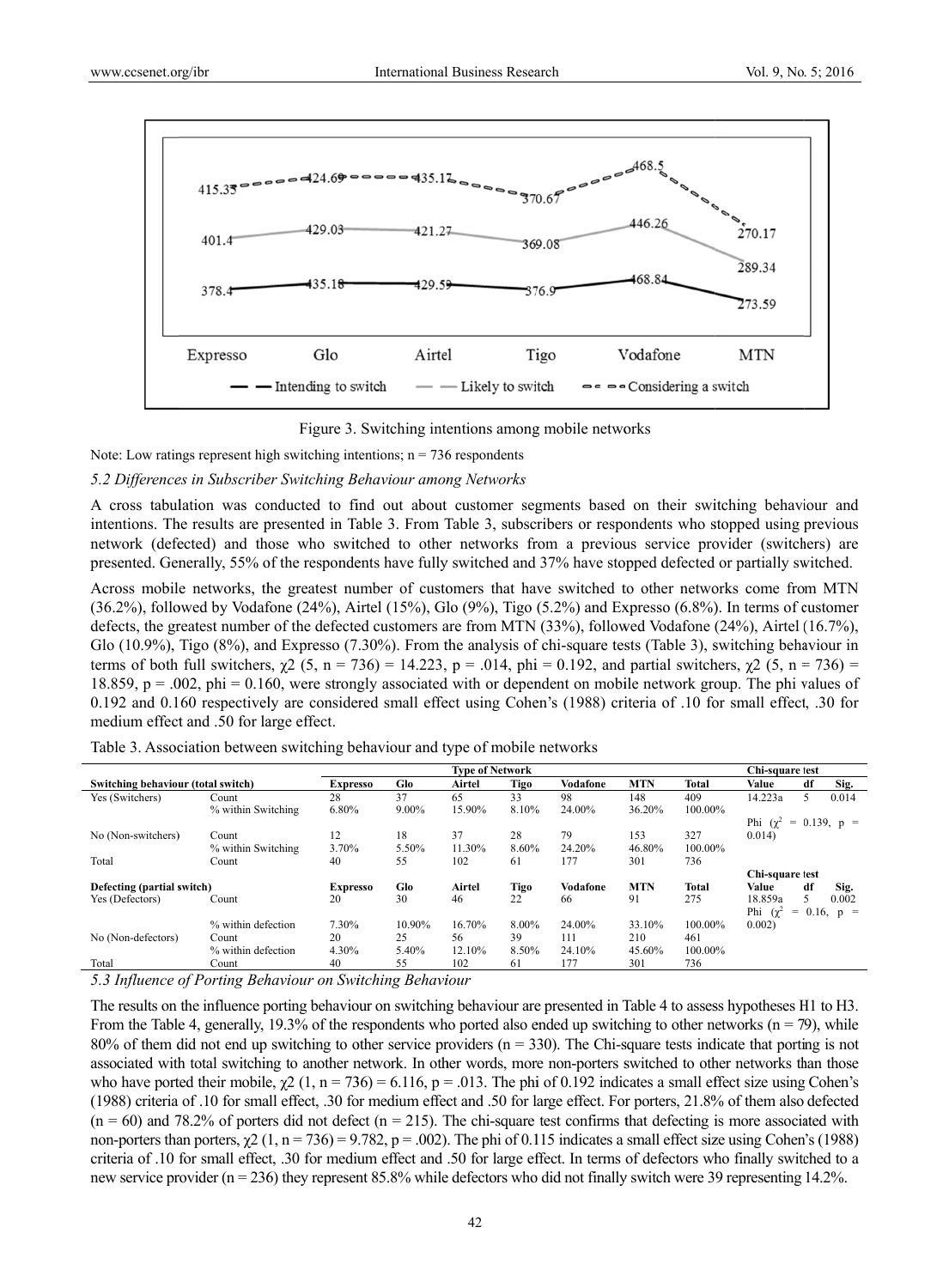Figure 3. Switching intentions among mobile networks

Note: Low ratings represent high switching intentions; n = 736 respondents

### *5.2 Differences in Subscriber Switching Behaviour among Networks*

A cross tabulation was conducted to find out about customer segments based on their switching behaviour and intentions. The results are presented in Table 3. From Table 3, subscribers or respondents who stopped using previous network (defected) and those who switched to other networks from a previous service provider (switchers) are presented. Generally, 55% of the respondents have fully switched and 37% have stopped defected or partially switched.

Across mobile networks, the greatest number of customers that have switched to other networks come from MTN (36.2%), followed by Vodafone (24%), Airtel (15%), Glo (9%), Tigo (5.2%) and Expresso (6.8%). In terms of customer defects, the greatest number of the defected customers are from MTN (33%), followed Vodafone (24%), Airtel (16.7%), Glo (10.9%), Tigo (8%), and Expresso (7.30%). From the analysis of chi-square tests (Table 3), switching behaviour in terms of both full switchers, $\chi2$ (5, n = 736) = 14.223, p = .014, phi = 0.192, and partial switchers, $\chi2$ (5, n = 736) = 18.859, p = .002, phi = 0.160, were strongly associated with or dependent on mobile network group. The phi values of 0.192 and 0.160 respectively are considered small effect using Cohen's (1988) criteria of .10 for small effect, .30 for medium effect and .50 for large effect.

Table 3. Association between switching behaviour and type of mobile networks

| Switching behaviour (total switch) | | Expresso | Glo | Airtel | Tigo | Vodafone | MTN | Total | Chi-square test: Value | df | Sig. |
|---|---|---|---|---|---|---|---|---|---|---|---|
| Yes (Switchers) | Count | 28 | 37 | 65 | 33 | 98 | 148 | 409 | 14.223a | 5 | 0.014 |
| | % within Switching | 6.80% | 9.00% | 15.90% | 8.10% | 24.00% | 36.20% | 100.00% | Phi ($\chi^2$ = 0.139, p = 0.014) | | |
| No (Non-switchers) | Count | 12 | 18 | 37 | 28 | 79 | 153 | 327 | | | |
| | % within Switching | 3.70% | 5.50% | 11.30% | 8.60% | 24.20% | 46.80% | 100.00% | | | |
| Total | Count | 40 | 55 | 102 | 61 | 177 | 301 | 736 | | | |
| **Defecting (partial switch)** | | **Expresso** | **Glo** | **Airtel** | **Tigo** | **Vodafone** | **MTN** | **Total** | **Chi-square test: Value** | **df** | **Sig.** |
| Yes (Defectors) | Count | 20 | 30 | 46 | 22 | 66 | 91 | 275 | 18.859a | 5 | 0.002 |
| | % within defection | 7.30% | 10.90% | 16.70% | 8.00% | 24.00% | 33.10% | 100.00% | Phi ($\chi^2$ = 0.16, p = 0.002) | | |
| No (Non-defectors) | Count | 20 | 25 | 56 | 39 | 111 | 210 | 461 | | | |
| | % within defection | 4.30% | 5.40% | 12.10% | 8.50% | 24.10% | 45.60% | 100.00% | | | |
| Total | Count | 40 | 55 | 102 | 61 | 177 | 301 | 736 | | | |

### *5.3 Influence of Porting Behaviour on Switching Behaviour*

The results on the influence porting behaviour on switching behaviour are presented in Table 4 to assess hypotheses H1 to H3. From the Table 4, generally, 19.3% of the respondents who ported also ended up switching to other networks (n = 79), while 80% of them did not end up switching to other service providers (n = 330). The Chi-square tests indicate that porting is not associated with total switching to another network. In other words, more non-porters switched to other networks than those who have ported their mobile, $\chi2$ (1, n = 736) = 6.116, p = .013. The phi of 0.192 indicates a small effect size using Cohen's (1988) criteria of .10 for small effect, .30 for medium effect and .50 for large effect. For porters, 21.8% of them also defected (n = 60) and 78.2% of porters did not defect (n = 215). The chi-square test confirms that defecting is more associated with non-porters than porters, $\chi2$ (1, n = 736) = 9.782, p = .002). The phi of 0.115 indicates a small effect size using Cohen's (1988) criteria of .10 for small effect, .30 for medium effect and .50 for large effect. In terms of defectors who finally switched to a new service provider (n = 236) they represent 85.8% while defectors who did not finally switch were 39 representing 14.2%.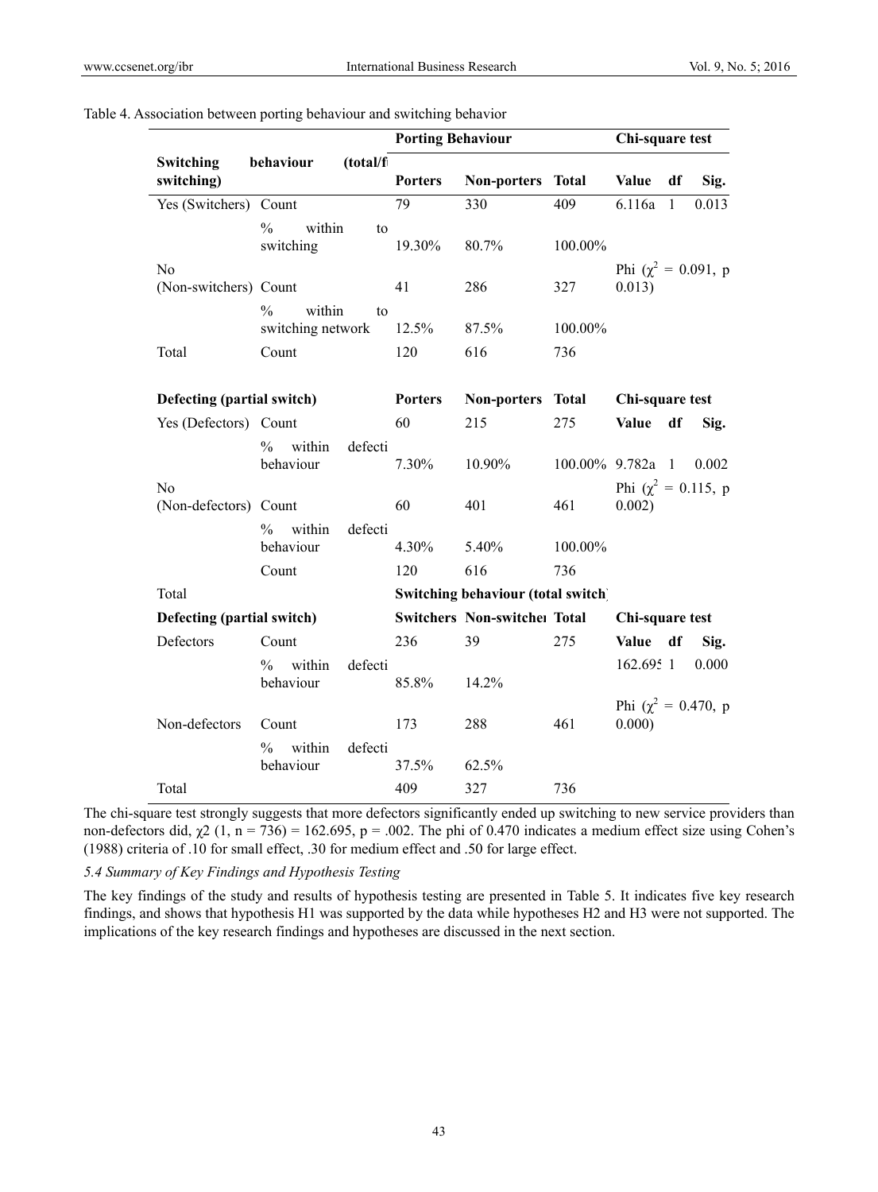Table 4. Association between porting behaviour and switching behavior

| | | Porting Behaviour | | | Chi-square test | | |
|---|---|---|---|---|---|---|---|
| **Switching behaviour (total/f switching)** | | **Porters** | **Non-porters** | **Total** | **Value** | **df** | **Sig.** |
| Yes (Switchers) | Count | 79 | 330 | 409 | 6.116a | 1 | 0.013 |
| | % within to switching | 19.30% | 80.7% | 100.00% | | | |
| No (Non-switchers) | Count | 41 | 286 | 327 | Phi ($\chi^2$ = 0.091, p 0.013) | | |
| | % within to switching network | 12.5% | 87.5% | 100.00% | | | |
| Total | Count | 120 | 616 | 736 | | | |
| **Defecting (partial switch)** | | **Porters** | **Non-porters** | **Total** | **Chi-square test** | | |
| Yes (Defectors) | Count | 60 | 215 | 275 | **Value** | **df** | **Sig.** |
| | % within defecti behaviour | 7.30% | 10.90% | 100.00% | 9.782a | 1 | 0.002 |
| No (Non-defectors) | Count | 60 | 401 | 461 | Phi ($\chi^2$ = 0.115, p 0.002) | | |
| | % within defecti behaviour | 4.30% | 5.40% | 100.00% | | | |
| | Count | 120 | 616 | 736 | | | |
| Total | | **Switching behaviour (total switch)** | | | | | |
| **Defecting (partial switch)** | | **Switchers** | **Non-switchei** | **Total** | **Chi-square test** | | |
| Defectors | Count | 236 | 39 | 275 | **Value** | **df** | **Sig.** |
| | % within defecti behaviour | 85.8% | 14.2% | | 162.695 | 1 | 0.000 |
| Non-defectors | Count | 173 | 288 | 461 | Phi ($\chi^2$ = 0.470, p 0.000) | | |
| | % within defecti behaviour | 37.5% | 62.5% | | | | |
| Total | | 409 | 327 | 736 | | | |

The chi-square test strongly suggests that more defectors significantly ended up switching to new service providers than non-defectors did, $\chi 2$ (1, n = 736) = 162.695, p = .002. The phi of 0.470 indicates a medium effect size using Cohen's (1988) criteria of .10 for small effect, .30 for medium effect and .50 for large effect.

*5.4 Summary of Key Findings and Hypothesis Testing*

The key findings of the study and results of hypothesis testing are presented in Table 5. It indicates five key research findings, and shows that hypothesis H1 was supported by the data while hypotheses H2 and H3 were not supported. The implications of the key research findings and hypotheses are discussed in the next section.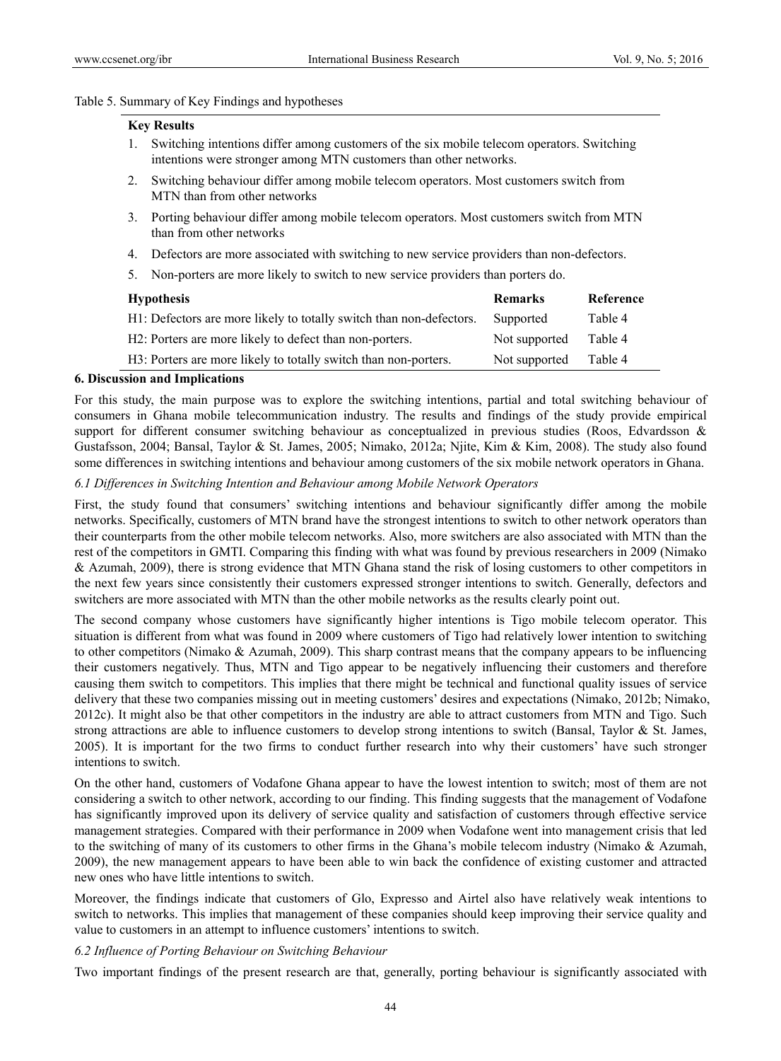Table 5. Summary of Key Findings and hypotheses

**Key Results**

1. Switching intentions differ among customers of the six mobile telecom operators. Switching intentions were stronger among MTN customers than other networks.
2. Switching behaviour differ among mobile telecom operators. Most customers switch from MTN than from other networks
3. Porting behaviour differ among mobile telecom operators. Most customers switch from MTN than from other networks
4. Defectors are more associated with switching to new service providers than non-defectors.
5. Non-porters are more likely to switch to new service providers than porters do.

| **Hypothesis** | **Remarks** | **Reference** |
|---|---|---|
| H1: Defectors are more likely to totally switch than non-defectors. | Supported | Table 4 |
| H2: Porters are more likely to defect than non-porters. | Not supported | Table 4 |
| H3: Porters are more likely to totally switch than non-porters. | Not supported | Table 4 |

## 6. Discussion and Implications

For this study, the main purpose was to explore the switching intentions, partial and total switching behaviour of consumers in Ghana mobile telecommunication industry. The results and findings of the study provide empirical support for different consumer switching behaviour as conceptualized in previous studies (Roos, Edvardsson & Gustafsson, 2004; Bansal, Taylor & St. James, 2005; Nimako, 2012a; Njite, Kim & Kim, 2008). The study also found some differences in switching intentions and behaviour among customers of the six mobile network operators in Ghana.

### *6.1 Differences in Switching Intention and Behaviour among Mobile Network Operators*

First, the study found that consumers' switching intentions and behaviour significantly differ among the mobile networks. Specifically, customers of MTN brand have the strongest intentions to switch to other network operators than their counterparts from the other mobile telecom networks. Also, more switchers are also associated with MTN than the rest of the competitors in GMTI. Comparing this finding with what was found by previous researchers in 2009 (Nimako & Azumah, 2009), there is strong evidence that MTN Ghana stand the risk of losing customers to other competitors in the next few years since consistently their customers expressed stronger intentions to switch. Generally, defectors and switchers are more associated with MTN than the other mobile networks as the results clearly point out.

The second company whose customers have significantly higher intentions is Tigo mobile telecom operator. This situation is different from what was found in 2009 where customers of Tigo had relatively lower intention to switching to other competitors (Nimako & Azumah, 2009). This sharp contrast means that the company appears to be influencing their customers negatively. Thus, MTN and Tigo appear to be negatively influencing their customers and therefore causing them switch to competitors. This implies that there might be technical and functional quality issues of service delivery that these two companies missing out in meeting customers' desires and expectations (Nimako, 2012b; Nimako, 2012c). It might also be that other competitors in the industry are able to attract customers from MTN and Tigo. Such strong attractions are able to influence customers to develop strong intentions to switch (Bansal, Taylor & St. James, 2005). It is important for the two firms to conduct further research into why their customers' have such stronger intentions to switch.

On the other hand, customers of Vodafone Ghana appear to have the lowest intention to switch; most of them are not considering a switch to other network, according to our finding. This finding suggests that the management of Vodafone has significantly improved upon its delivery of service quality and satisfaction of customers through effective service management strategies. Compared with their performance in 2009 when Vodafone went into management crisis that led to the switching of many of its customers to other firms in the Ghana's mobile telecom industry (Nimako & Azumah, 2009), the new management appears to have been able to win back the confidence of existing customer and attracted new ones who have little intentions to switch.

Moreover, the findings indicate that customers of Glo, Expresso and Airtel also have relatively weak intentions to switch to networks. This implies that management of these companies should keep improving their service quality and value to customers in an attempt to influence customers' intentions to switch.

### *6.2 Influence of Porting Behaviour on Switching Behaviour*

Two important findings of the present research are that, generally, porting behaviour is significantly associated with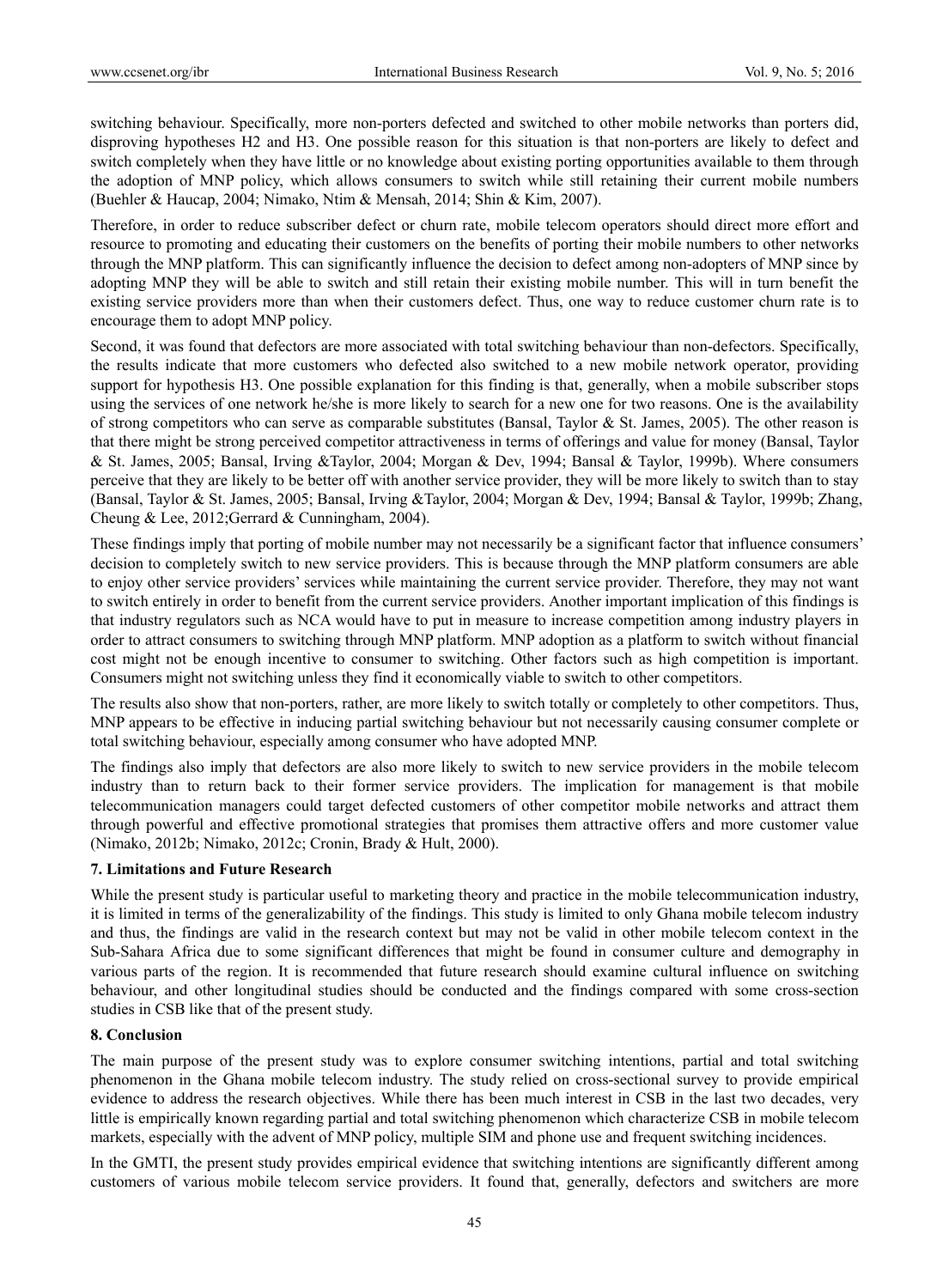switching behaviour. Specifically, more non-porters defected and switched to other mobile networks than porters did, disproving hypotheses H2 and H3. One possible reason for this situation is that non-porters are likely to defect and switch completely when they have little or no knowledge about existing porting opportunities available to them through the adoption of MNP policy, which allows consumers to switch while still retaining their current mobile numbers (Buehler & Haucap, 2004; Nimako, Ntim & Mensah, 2014; Shin & Kim, 2007).

Therefore, in order to reduce subscriber defect or churn rate, mobile telecom operators should direct more effort and resource to promoting and educating their customers on the benefits of porting their mobile numbers to other networks through the MNP platform. This can significantly influence the decision to defect among non-adopters of MNP since by adopting MNP they will be able to switch and still retain their existing mobile number. This will in turn benefit the existing service providers more than when their customers defect. Thus, one way to reduce customer churn rate is to encourage them to adopt MNP policy.

Second, it was found that defectors are more associated with total switching behaviour than non-defectors. Specifically, the results indicate that more customers who defected also switched to a new mobile network operator, providing support for hypothesis H3. One possible explanation for this finding is that, generally, when a mobile subscriber stops using the services of one network he/she is more likely to search for a new one for two reasons. One is the availability of strong competitors who can serve as comparable substitutes (Bansal, Taylor & St. James, 2005). The other reason is that there might be strong perceived competitor attractiveness in terms of offerings and value for money (Bansal, Taylor & St. James, 2005; Bansal, Irving &Taylor, 2004; Morgan & Dev, 1994; Bansal & Taylor, 1999b). Where consumers perceive that they are likely to be better off with another service provider, they will be more likely to switch than to stay (Bansal, Taylor & St. James, 2005; Bansal, Irving &Taylor, 2004; Morgan & Dev, 1994; Bansal & Taylor, 1999b; Zhang, Cheung & Lee, 2012;Gerrard & Cunningham, 2004).

These findings imply that porting of mobile number may not necessarily be a significant factor that influence consumers' decision to completely switch to new service providers. This is because through the MNP platform consumers are able to enjoy other service providers' services while maintaining the current service provider. Therefore, they may not want to switch entirely in order to benefit from the current service providers. Another important implication of this findings is that industry regulators such as NCA would have to put in measure to increase competition among industry players in order to attract consumers to switching through MNP platform. MNP adoption as a platform to switch without financial cost might not be enough incentive to consumer to switching. Other factors such as high competition is important. Consumers might not switching unless they find it economically viable to switch to other competitors.

The results also show that non-porters, rather, are more likely to switch totally or completely to other competitors. Thus, MNP appears to be effective in inducing partial switching behaviour but not necessarily causing consumer complete or total switching behaviour, especially among consumer who have adopted MNP.

The findings also imply that defectors are also more likely to switch to new service providers in the mobile telecom industry than to return back to their former service providers. The implication for management is that mobile telecommunication managers could target defected customers of other competitor mobile networks and attract them through powerful and effective promotional strategies that promises them attractive offers and more customer value (Nimako, 2012b; Nimako, 2012c; Cronin, Brady & Hult, 2000).

## 7. Limitations and Future Research

While the present study is particular useful to marketing theory and practice in the mobile telecommunication industry, it is limited in terms of the generalizability of the findings. This study is limited to only Ghana mobile telecom industry and thus, the findings are valid in the research context but may not be valid in other mobile telecom context in the Sub-Sahara Africa due to some significant differences that might be found in consumer culture and demography in various parts of the region. It is recommended that future research should examine cultural influence on switching behaviour, and other longitudinal studies should be conducted and the findings compared with some cross-section studies in CSB like that of the present study.

## 8. Conclusion

The main purpose of the present study was to explore consumer switching intentions, partial and total switching phenomenon in the Ghana mobile telecom industry. The study relied on cross-sectional survey to provide empirical evidence to address the research objectives. While there has been much interest in CSB in the last two decades, very little is empirically known regarding partial and total switching phenomenon which characterize CSB in mobile telecom markets, especially with the advent of MNP policy, multiple SIM and phone use and frequent switching incidences.

In the GMTI, the present study provides empirical evidence that switching intentions are significantly different among customers of various mobile telecom service providers. It found that, generally, defectors and switchers are more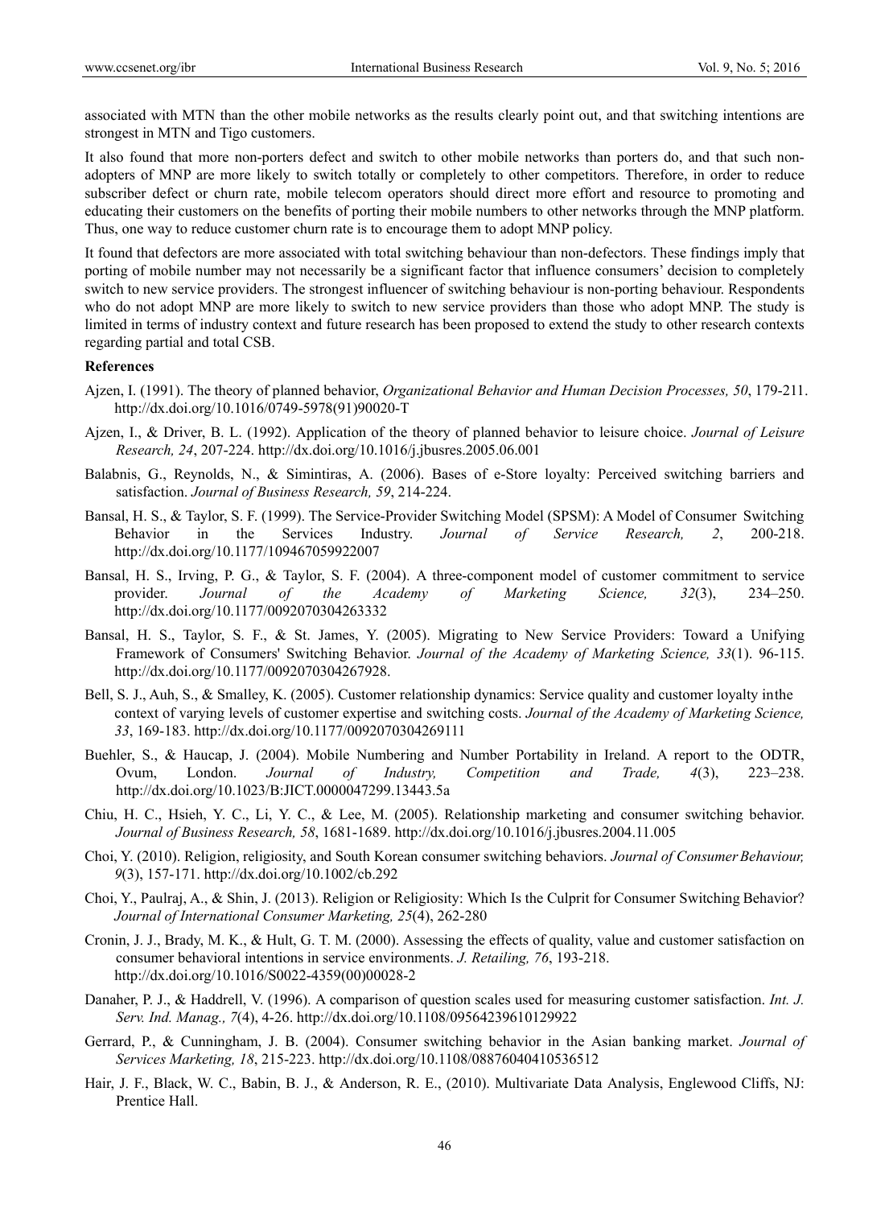associated with MTN than the other mobile networks as the results clearly point out, and that switching intentions are strongest in MTN and Tigo customers.

It also found that more non-porters defect and switch to other mobile networks than porters do, and that such non-adopters of MNP are more likely to switch totally or completely to other competitors. Therefore, in order to reduce subscriber defect or churn rate, mobile telecom operators should direct more effort and resource to promoting and educating their customers on the benefits of porting their mobile numbers to other networks through the MNP platform. Thus, one way to reduce customer churn rate is to encourage them to adopt MNP policy.

It found that defectors are more associated with total switching behaviour than non-defectors. These findings imply that porting of mobile number may not necessarily be a significant factor that influence consumers' decision to completely switch to new service providers. The strongest influencer of switching behaviour is non-porting behaviour. Respondents who do not adopt MNP are more likely to switch to new service providers than those who adopt MNP. The study is limited in terms of industry context and future research has been proposed to extend the study to other research contexts regarding partial and total CSB.

## References

Ajzen, I. (1991). The theory of planned behavior, *Organizational Behavior and Human Decision Processes, 50*, 179-211. http://dx.doi.org/10.1016/0749-5978(91)90020-T

Ajzen, I., & Driver, B. L. (1992). Application of the theory of planned behavior to leisure choice. *Journal of Leisure Research, 24*, 207-224. http://dx.doi.org/10.1016/j.jbusres.2005.06.001

Balabnis, G., Reynolds, N., & Simintiras, A. (2006). Bases of e-Store loyalty: Perceived switching barriers and satisfaction. *Journal of Business Research, 59*, 214-224.

Bansal, H. S., & Taylor, S. F. (1999). The Service-Provider Switching Model (SPSM): A Model of Consumer Switching Behavior in the Services Industry. *Journal of Service Research, 2*, 200-218. http://dx.doi.org/10.1177/109467059922007

Bansal, H. S., Irving, P. G., & Taylor, S. F. (2004). A three-component model of customer commitment to service provider. *Journal of the Academy of Marketing Science, 32*(3), 234–250. http://dx.doi.org/10.1177/0092070304263332

Bansal, H. S., Taylor, S. F., & St. James, Y. (2005). Migrating to New Service Providers: Toward a Unifying Framework of Consumers' Switching Behavior. *Journal of the Academy of Marketing Science, 33*(1). 96-115. http://dx.doi.org/10.1177/0092070304267928.

Bell, S. J., Auh, S., & Smalley, K. (2005). Customer relationship dynamics: Service quality and customer loyalty inthe context of varying levels of customer expertise and switching costs. *Journal of the Academy of Marketing Science, 33*, 169-183. http://dx.doi.org/10.1177/0092070304269111

Buehler, S., & Haucap, J. (2004). Mobile Numbering and Number Portability in Ireland. A report to the ODTR, Ovum, London. *Journal of Industry, Competition and Trade, 4*(3), 223–238. http://dx.doi.org/10.1023/B:JICT.0000047299.13443.5a

Chiu, H. C., Hsieh, Y. C., Li, Y. C., & Lee, M. (2005). Relationship marketing and consumer switching behavior. *Journal of Business Research, 58*, 1681-1689. http://dx.doi.org/10.1016/j.jbusres.2004.11.005

Choi, Y. (2010). Religion, religiosity, and South Korean consumer switching behaviors. *Journal of Consumer Behaviour, 9*(3), 157-171. http://dx.doi.org/10.1002/cb.292

Choi, Y., Paulraj, A., & Shin, J. (2013). Religion or Religiosity: Which Is the Culprit for Consumer Switching Behavior? *Journal of International Consumer Marketing, 25*(4), 262-280

Cronin, J. J., Brady, M. K., & Hult, G. T. M. (2000). Assessing the effects of quality, value and customer satisfaction on consumer behavioral intentions in service environments. *J. Retailing, 76*, 193-218. http://dx.doi.org/10.1016/S0022-4359(00)00028-2

Danaher, P. J., & Haddrell, V. (1996). A comparison of question scales used for measuring customer satisfaction. *Int. J. Serv. Ind. Manag., 7*(4), 4-26. http://dx.doi.org/10.1108/09564239610129922

Gerrard, P., & Cunningham, J. B. (2004). Consumer switching behavior in the Asian banking market. *Journal of Services Marketing, 18*, 215-223. http://dx.doi.org/10.1108/08876040410536512

Hair, J. F., Black, W. C., Babin, B. J., & Anderson, R. E., (2010). Multivariate Data Analysis, Englewood Cliffs, NJ: Prentice Hall.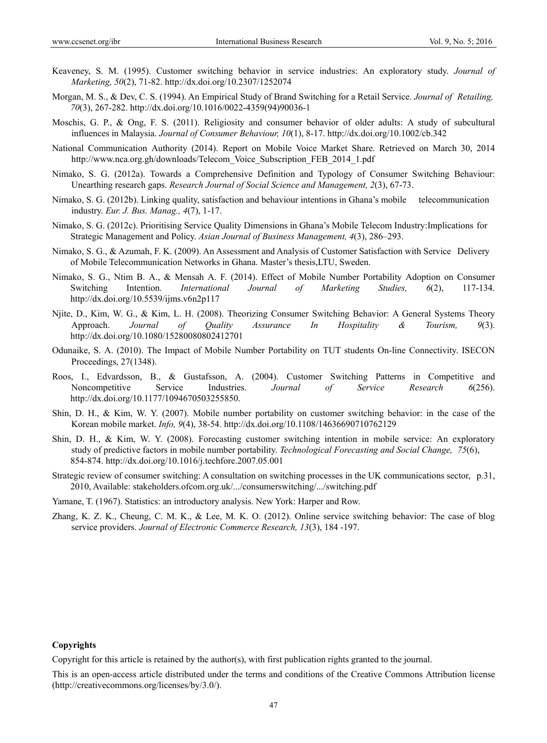Keaveney, S. M. (1995). Customer switching behavior in service industries: An exploratory study. *Journal of Marketing, 50*(2), 71-82. http://dx.doi.org/10.2307/1252074

Morgan, M. S., & Dev, C. S. (1994). An Empirical Study of Brand Switching for a Retail Service. *Journal of Retailing, 70*(3), 267-282. http://dx.doi.org/10.1016/0022-4359(94)90036-1

Moschis, G. P., & Ong, F. S. (2011). Religiosity and consumer behavior of older adults: A study of subcultural influences in Malaysia. *Journal of Consumer Behaviour, 10*(1), 8-17. http://dx.doi.org/10.1002/cb.342

National Communication Authority (2014). Report on Mobile Voice Market Share. Retrieved on March 30, 2014 http://www.nca.org.gh/downloads/Telecom_Voice_Subscription_FEB_2014_1.pdf

Nimako, S. G. (2012a). Towards a Comprehensive Definition and Typology of Consumer Switching Behaviour: Unearthing research gaps. *Research Journal of Social Science and Management, 2*(3), 67-73.

Nimako, S. G. (2012b). Linking quality, satisfaction and behaviour intentions in Ghana's mobile telecommunication industry. *Eur. J. Bus. Manag., 4*(7), 1-17.

Nimako, S. G. (2012c). Prioritising Service Quality Dimensions in Ghana's Mobile Telecom Industry:Implications for Strategic Management and Policy. *Asian Journal of Business Management, 4*(3), 286–293.

Nimako, S. G., & Azumah, F. K. (2009). An Assessment and Analysis of Customer Satisfaction with Service Delivery of Mobile Telecommunication Networks in Ghana. Master's thesis,LTU, Sweden.

Nimako, S. G., Ntim B. A., & Mensah A. F. (2014). Effect of Mobile Number Portability Adoption on Consumer Switching Intention. *International Journal of Marketing Studies, 6*(2), 117-134. http://dx.doi.org/10.5539/ijms.v6n2p117

Njite, D., Kim, W. G., & Kim, L. H. (2008). Theorizing Consumer Switching Behavior: A General Systems Theory Approach. *Journal of Quality Assurance In Hospitality & Tourism, 9*(3). http://dx.doi.org/10.1080/15280080802412701

Odunaike, S. A. (2010). The Impact of Mobile Number Portability on TUT students On-line Connectivity. ISECON Proceedings, 27(1348).

Roos, I., Edvardsson, B., & Gustafsson, A. (2004). Customer Switching Patterns in Competitive and Noncompetitive Service Industries. *Journal of Service Research 6*(256). http://dx.doi.org/10.1177/1094670503255850.

Shin, D. H., & Kim, W. Y. (2007). Mobile number portability on customer switching behavior: in the case of the Korean mobile market. *Info, 9*(4), 38-54. http://dx.doi.org/10.1108/14636690710762129

Shin, D. H., & Kim, W. Y. (2008). Forecasting customer switching intention in mobile service: An exploratory study of predictive factors in mobile number portability. *Technological Forecasting and Social Change, 75*(6), 854-874. http://dx.doi.org/10.1016/j.techfore.2007.05.001

Strategic review of consumer switching: A consultation on switching processes in the UK communications sector, p.31, 2010, Available: stakeholders.ofcom.org.uk/.../consumerswitching/.../switching.pdf

Yamane, T. (1967). Statistics: an introductory analysis. New York: Harper and Row.

Zhang, K. Z. K., Cheung, C. M. K., & Lee, M. K. O. (2012). Online service switching behavior: The case of blog service providers. *Journal of Electronic Commerce Research, 13*(3), 184 -197.

**Copyrights**

Copyright for this article is retained by the author(s), with first publication rights granted to the journal.

This is an open-access article distributed under the terms and conditions of the Creative Commons Attribution license (http://creativecommons.org/licenses/by/3.0/).